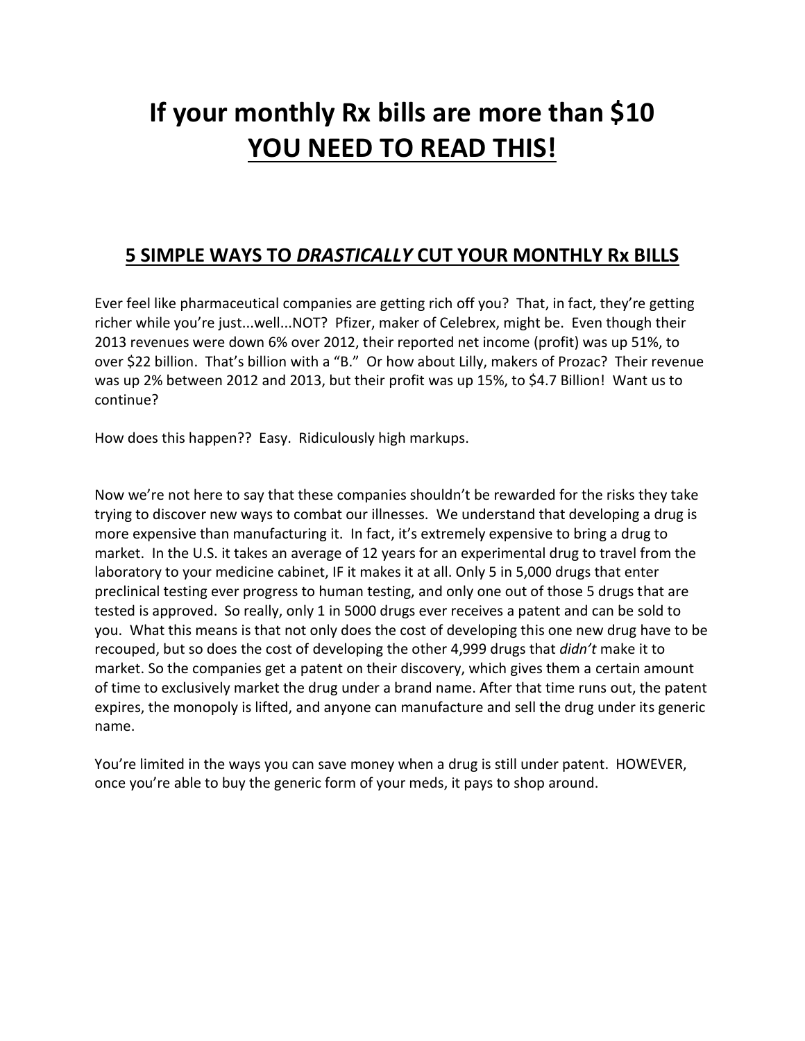# If your monthly Rx bills are more than $10 <u>YOU NEED TO READ THIS!</u>

## <u>5 SIMPLE WAYS TO *DRASTICALLY* CUT YOUR MONTHLY Rx BILLS</u>

Ever feel like pharmaceutical companies are getting rich off you? That, in fact, they're getting richer while you're just...well...NOT? Pfizer, maker of Celebrex, might be. Even though their 2013 revenues were down 6% over 2012, their reported net income (profit) was up 51%, to over $22 billion. That's billion with a "B." Or how about Lilly, makers of Prozac? Their revenue was up 2% between 2012 and 2013, but their profit was up 15%, to $4.7 Billion! Want us to continue?

How does this happen?? Easy. Ridiculously high markups.

Now we're not here to say that these companies shouldn't be rewarded for the risks they take trying to discover new ways to combat our illnesses. We understand that developing a drug is more expensive than manufacturing it. In fact, it's extremely expensive to bring a drug to market. In the U.S. it takes an average of 12 years for an experimental drug to travel from the laboratory to your medicine cabinet, IF it makes it at all. Only 5 in 5,000 drugs that enter preclinical testing ever progress to human testing, and only one out of those 5 drugs that are tested is approved. So really, only 1 in 5000 drugs ever receives a patent and can be sold to you. What this means is that not only does the cost of developing this one new drug have to be recouped, but so does the cost of developing the other 4,999 drugs that *didn't* make it to market. So the companies get a patent on their discovery, which gives them a certain amount of time to exclusively market the drug under a brand name. After that time runs out, the patent expires, the monopoly is lifted, and anyone can manufacture and sell the drug under its generic name.

You're limited in the ways you can save money when a drug is still under patent. HOWEVER, once you're able to buy the generic form of your meds, it pays to shop around.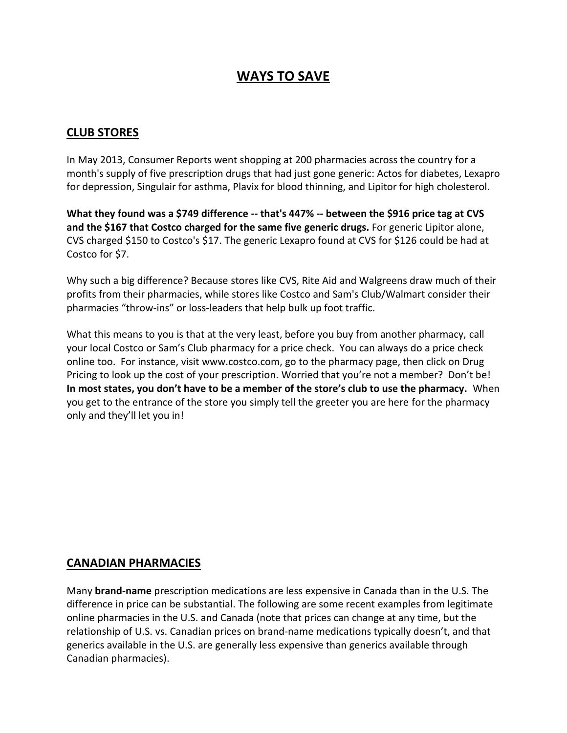# WAYS TO SAVE

## CLUB STORES

In May 2013, Consumer Reports went shopping at 200 pharmacies across the country for a month's supply of five prescription drugs that had just gone generic: Actos for diabetes, Lexapro for depression, Singulair for asthma, Plavix for blood thinning, and Lipitor for high cholesterol.

**What they found was a $749 difference -- that's 447% -- between the $916 price tag at CVS and the $167 that Costco charged for the same five generic drugs.** For generic Lipitor alone, CVS charged $150 to Costco's $17. The generic Lexapro found at CVS for $126 could be had at Costco for $7.

Why such a big difference? Because stores like CVS, Rite Aid and Walgreens draw much of their profits from their pharmacies, while stores like Costco and Sam's Club/Walmart consider their pharmacies "throw-ins" or loss-leaders that help bulk up foot traffic.

What this means to you is that at the very least, before you buy from another pharmacy, call your local Costco or Sam's Club pharmacy for a price check. You can always do a price check online too. For instance, visit www.costco.com, go to the pharmacy page, then click on Drug Pricing to look up the cost of your prescription. Worried that you're not a member? Don't be! **In most states, you don't have to be a member of the store's club to use the pharmacy.** When you get to the entrance of the store you simply tell the greeter you are here for the pharmacy only and they'll let you in!

## CANADIAN PHARMACIES

Many **brand-name** prescription medications are less expensive in Canada than in the U.S. The difference in price can be substantial. The following are some recent examples from legitimate online pharmacies in the U.S. and Canada (note that prices can change at any time, but the relationship of U.S. vs. Canadian prices on brand-name medications typically doesn't, and that generics available in the U.S. are generally less expensive than generics available through Canadian pharmacies).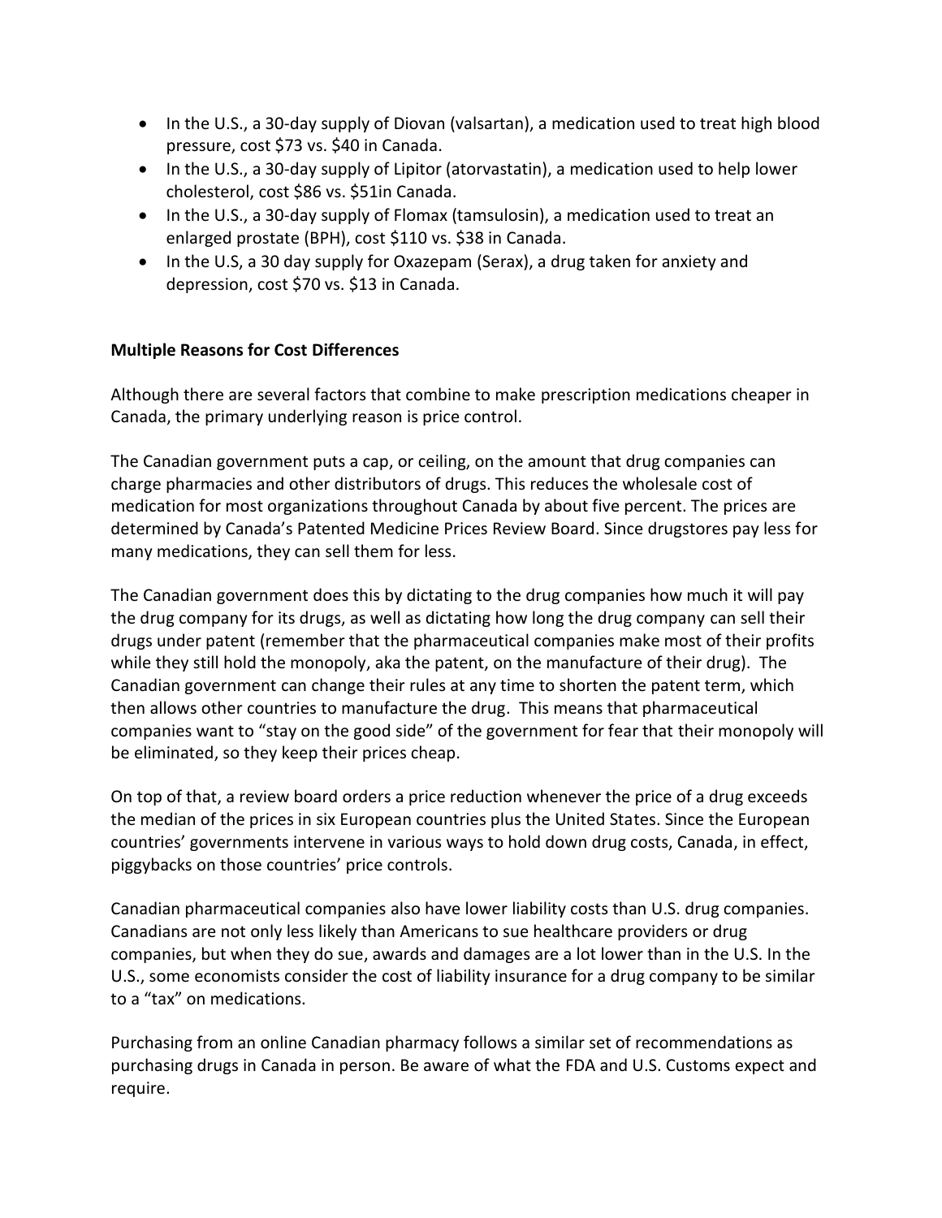- In the U.S., a 30-day supply of Diovan (valsartan), a medication used to treat high blood pressure, cost $73 vs. $40 in Canada.
- In the U.S., a 30-day supply of Lipitor (atorvastatin), a medication used to help lower cholesterol, cost $86 vs. $51in Canada.
- In the U.S., a 30-day supply of Flomax (tamsulosin), a medication used to treat an enlarged prostate (BPH), cost $110 vs. $38 in Canada.
- In the U.S, a 30 day supply for Oxazepam (Serax), a drug taken for anxiety and depression, cost $70 vs. $13 in Canada.

**Multiple Reasons for Cost Differences**

Although there are several factors that combine to make prescription medications cheaper in Canada, the primary underlying reason is price control.

The Canadian government puts a cap, or ceiling, on the amount that drug companies can charge pharmacies and other distributors of drugs. This reduces the wholesale cost of medication for most organizations throughout Canada by about five percent. The prices are determined by Canada's Patented Medicine Prices Review Board. Since drugstores pay less for many medications, they can sell them for less.

The Canadian government does this by dictating to the drug companies how much it will pay the drug company for its drugs, as well as dictating how long the drug company can sell their drugs under patent (remember that the pharmaceutical companies make most of their profits while they still hold the monopoly, aka the patent, on the manufacture of their drug). The Canadian government can change their rules at any time to shorten the patent term, which then allows other countries to manufacture the drug. This means that pharmaceutical companies want to "stay on the good side" of the government for fear that their monopoly will be eliminated, so they keep their prices cheap.

On top of that, a review board orders a price reduction whenever the price of a drug exceeds the median of the prices in six European countries plus the United States. Since the European countries' governments intervene in various ways to hold down drug costs, Canada, in effect, piggybacks on those countries' price controls.

Canadian pharmaceutical companies also have lower liability costs than U.S. drug companies. Canadians are not only less likely than Americans to sue healthcare providers or drug companies, but when they do sue, awards and damages are a lot lower than in the U.S. In the U.S., some economists consider the cost of liability insurance for a drug company to be similar to a "tax" on medications.

Purchasing from an online Canadian pharmacy follows a similar set of recommendations as purchasing drugs in Canada in person. Be aware of what the FDA and U.S. Customs expect and require.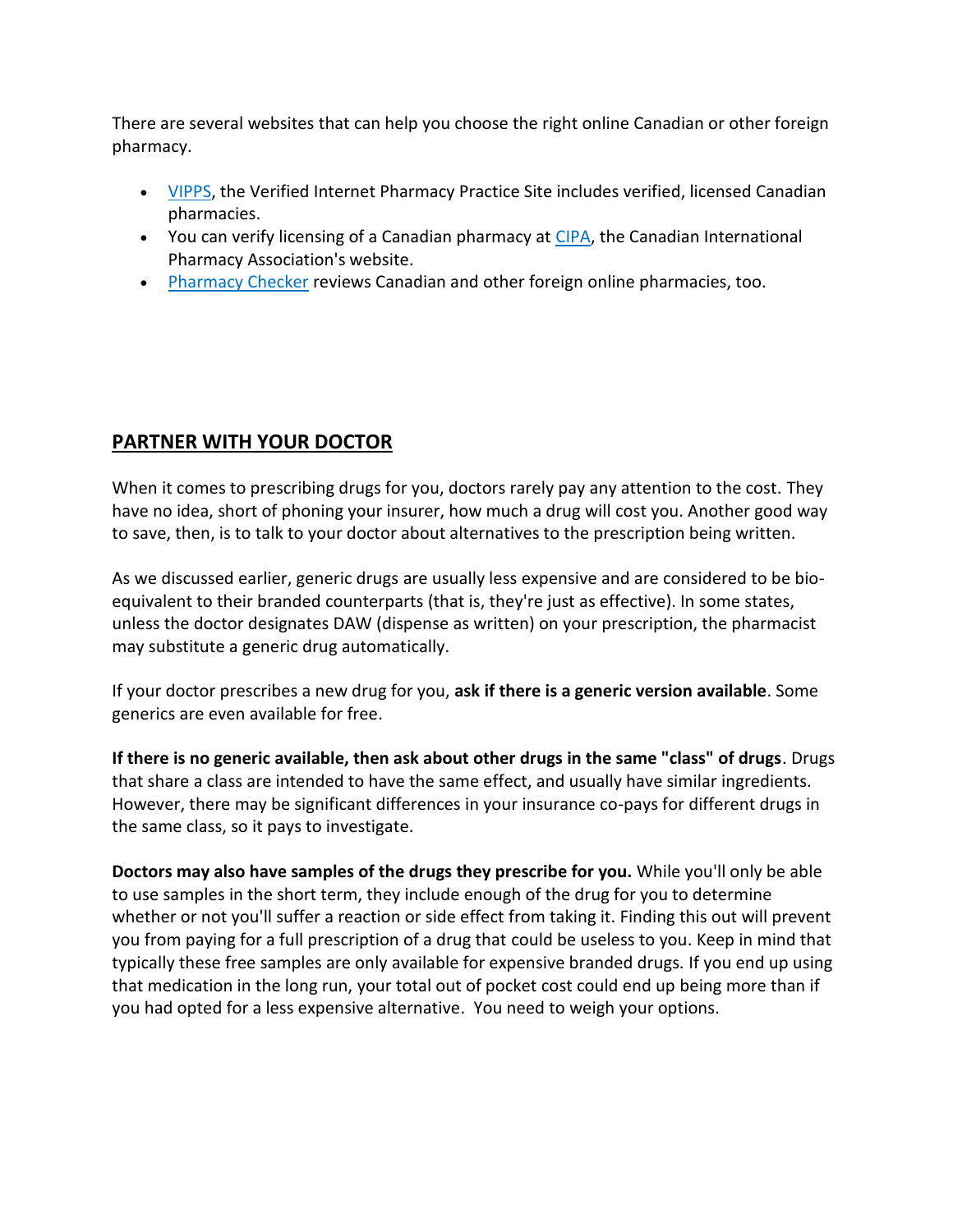There are several websites that can help you choose the right online Canadian or other foreign pharmacy.

- VIPPS, the Verified Internet Pharmacy Practice Site includes verified, licensed Canadian pharmacies.
- You can verify licensing of a Canadian pharmacy at CIPA, the Canadian International Pharmacy Association's website.
- Pharmacy Checker reviews Canadian and other foreign online pharmacies, too.

## PARTNER WITH YOUR DOCTOR

When it comes to prescribing drugs for you, doctors rarely pay any attention to the cost. They have no idea, short of phoning your insurer, how much a drug will cost you. Another good way to save, then, is to talk to your doctor about alternatives to the prescription being written.

As we discussed earlier, generic drugs are usually less expensive and are considered to be bio-equivalent to their branded counterparts (that is, they're just as effective). In some states, unless the doctor designates DAW (dispense as written) on your prescription, the pharmacist may substitute a generic drug automatically.

If your doctor prescribes a new drug for you, **ask if there is a generic version available**. Some generics are even available for free.

**If there is no generic available, then ask about other drugs in the same "class" of drugs**. Drugs that share a class are intended to have the same effect, and usually have similar ingredients. However, there may be significant differences in your insurance co-pays for different drugs in the same class, so it pays to investigate.

**Doctors may also have samples of the drugs they prescribe for you.** While you'll only be able to use samples in the short term, they include enough of the drug for you to determine whether or not you'll suffer a reaction or side effect from taking it. Finding this out will prevent you from paying for a full prescription of a drug that could be useless to you. Keep in mind that typically these free samples are only available for expensive branded drugs. If you end up using that medication in the long run, your total out of pocket cost could end up being more than if you had opted for a less expensive alternative. You need to weigh your options.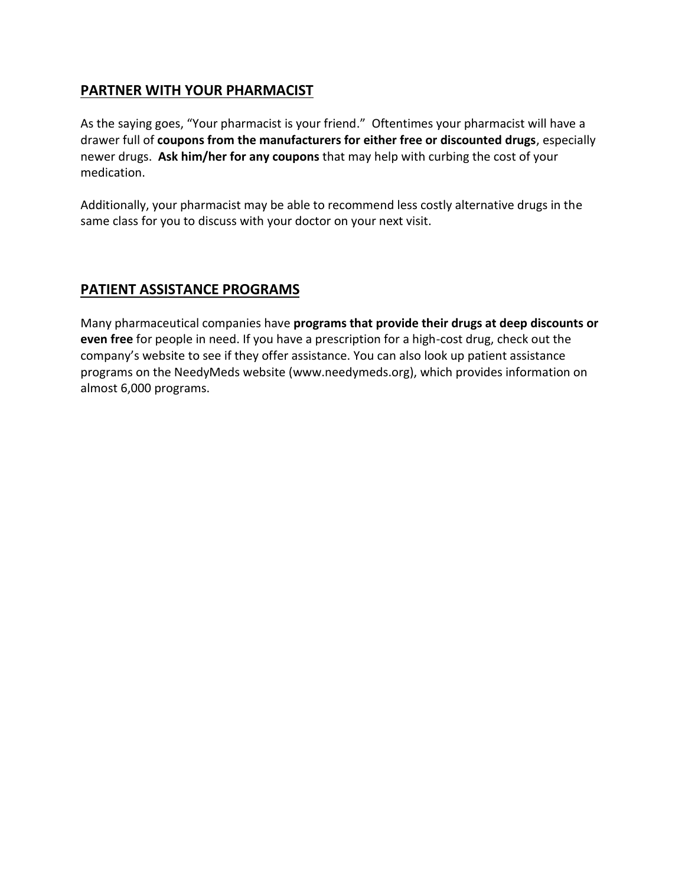## PARTNER WITH YOUR PHARMACIST

As the saying goes, "Your pharmacist is your friend." Oftentimes your pharmacist will have a drawer full of **coupons from the manufacturers for either free or discounted drugs**, especially newer drugs. **Ask him/her for any coupons** that may help with curbing the cost of your medication.

Additionally, your pharmacist may be able to recommend less costly alternative drugs in the same class for you to discuss with your doctor on your next visit.

## PATIENT ASSISTANCE PROGRAMS

Many pharmaceutical companies have **programs that provide their drugs at deep discounts or even free** for people in need. If you have a prescription for a high-cost drug, check out the company's website to see if they offer assistance. You can also look up patient assistance programs on the NeedyMeds website (www.needymeds.org), which provides information on almost 6,000 programs.